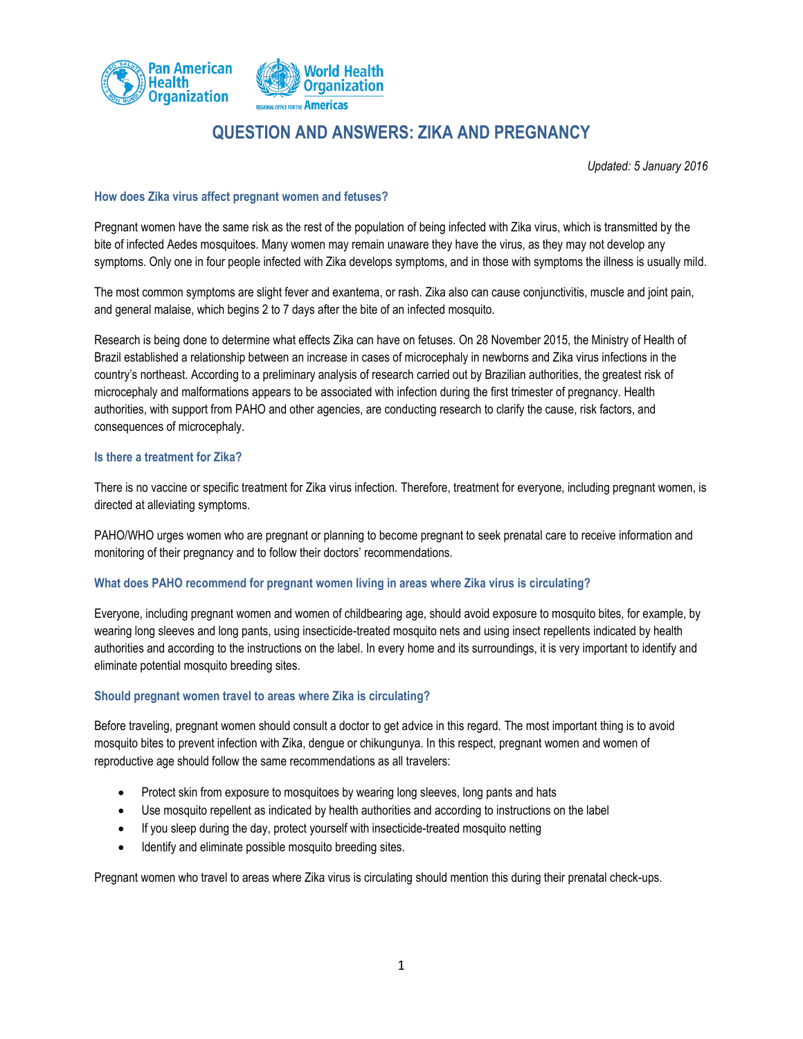# QUESTION AND ANSWERS: ZIKA AND PREGNANCY

*Updated: 5 January 2016*

### How does Zika virus affect pregnant women and fetuses?

Pregnant women have the same risk as the rest of the population of being infected with Zika virus, which is transmitted by the bite of infected Aedes mosquitoes. Many women may remain unaware they have the virus, as they may not develop any symptoms. Only one in four people infected with Zika develops symptoms, and in those with symptoms the illness is usually mild.

The most common symptoms are slight fever and exantema, or rash. Zika also can cause conjunctivitis, muscle and joint pain, and general malaise, which begins 2 to 7 days after the bite of an infected mosquito.

Research is being done to determine what effects Zika can have on fetuses. On 28 November 2015, the Ministry of Health of Brazil established a relationship between an increase in cases of microcephaly in newborns and Zika virus infections in the country's northeast. According to a preliminary analysis of research carried out by Brazilian authorities, the greatest risk of microcephaly and malformations appears to be associated with infection during the first trimester of pregnancy. Health authorities, with support from PAHO and other agencies, are conducting research to clarify the cause, risk factors, and consequences of microcephaly.

### Is there a treatment for Zika?

There is no vaccine or specific treatment for Zika virus infection. Therefore, treatment for everyone, including pregnant women, is directed at alleviating symptoms.

PAHO/WHO urges women who are pregnant or planning to become pregnant to seek prenatal care to receive information and monitoring of their pregnancy and to follow their doctors' recommendations.

### What does PAHO recommend for pregnant women living in areas where Zika virus is circulating?

Everyone, including pregnant women and women of childbearing age, should avoid exposure to mosquito bites, for example, by wearing long sleeves and long pants, using insecticide-treated mosquito nets and using insect repellents indicated by health authorities and according to the instructions on the label. In every home and its surroundings, it is very important to identify and eliminate potential mosquito breeding sites.

### Should pregnant women travel to areas where Zika is circulating?

Before traveling, pregnant women should consult a doctor to get advice in this regard. The most important thing is to avoid mosquito bites to prevent infection with Zika, dengue or chikungunya. In this respect, pregnant women and women of reproductive age should follow the same recommendations as all travelers:

- Protect skin from exposure to mosquitoes by wearing long sleeves, long pants and hats
- Use mosquito repellent as indicated by health authorities and according to instructions on the label
- If you sleep during the day, protect yourself with insecticide-treated mosquito netting
- Identify and eliminate possible mosquito breeding sites.

Pregnant women who travel to areas where Zika virus is circulating should mention this during their prenatal check-ups.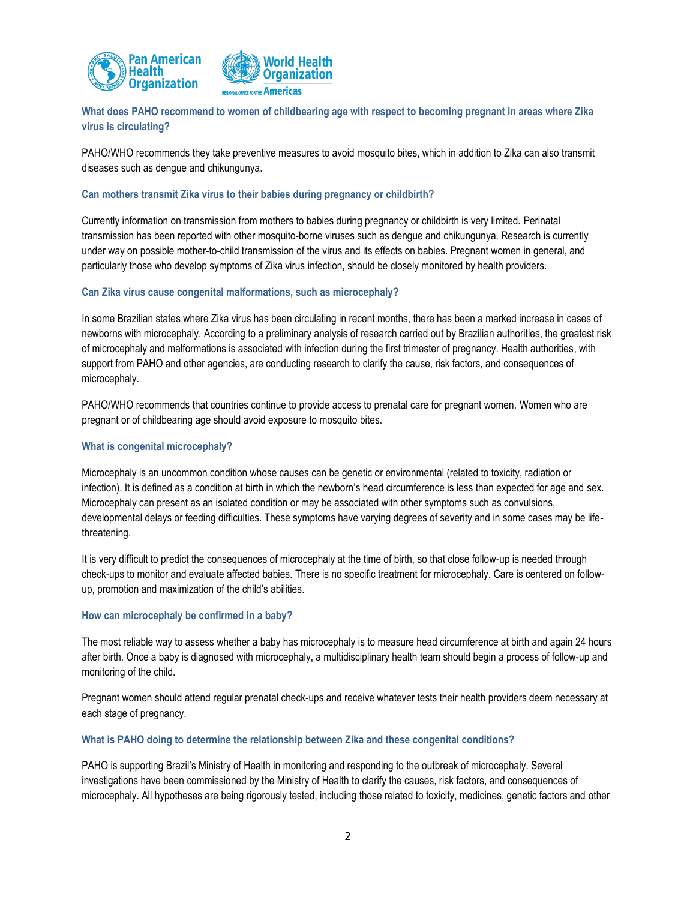### What does PAHO recommend to women of childbearing age with respect to becoming pregnant in areas where Zika virus is circulating?

PAHO/WHO recommends they take preventive measures to avoid mosquito bites, which in addition to Zika can also transmit diseases such as dengue and chikungunya.

### Can mothers transmit Zika virus to their babies during pregnancy or childbirth?

Currently information on transmission from mothers to babies during pregnancy or childbirth is very limited. Perinatal transmission has been reported with other mosquito-borne viruses such as dengue and chikungunya. Research is currently under way on possible mother-to-child transmission of the virus and its effects on babies. Pregnant women in general, and particularly those who develop symptoms of Zika virus infection, should be closely monitored by health providers.

### Can Zika virus cause congenital malformations, such as microcephaly?

In some Brazilian states where Zika virus has been circulating in recent months, there has been a marked increase in cases of newborns with microcephaly. According to a preliminary analysis of research carried out by Brazilian authorities, the greatest risk of microcephaly and malformations is associated with infection during the first trimester of pregnancy. Health authorities, with support from PAHO and other agencies, are conducting research to clarify the cause, risk factors, and consequences of microcephaly.

PAHO/WHO recommends that countries continue to provide access to prenatal care for pregnant women. Women who are pregnant or of childbearing age should avoid exposure to mosquito bites.

### What is congenital microcephaly?

Microcephaly is an uncommon condition whose causes can be genetic or environmental (related to toxicity, radiation or infection). It is defined as a condition at birth in which the newborn's head circumference is less than expected for age and sex. Microcephaly can present as an isolated condition or may be associated with other symptoms such as convulsions, developmental delays or feeding difficulties. These symptoms have varying degrees of severity and in some cases may be life-threatening.

It is very difficult to predict the consequences of microcephaly at the time of birth, so that close follow-up is needed through check-ups to monitor and evaluate affected babies. There is no specific treatment for microcephaly. Care is centered on follow-up, promotion and maximization of the child's abilities.

### How can microcephaly be confirmed in a baby?

The most reliable way to assess whether a baby has microcephaly is to measure head circumference at birth and again 24 hours after birth. Once a baby is diagnosed with microcephaly, a multidisciplinary health team should begin a process of follow-up and monitoring of the child.

Pregnant women should attend regular prenatal check-ups and receive whatever tests their health providers deem necessary at each stage of pregnancy.

### What is PAHO doing to determine the relationship between Zika and these congenital conditions?

PAHO is supporting Brazil's Ministry of Health in monitoring and responding to the outbreak of microcephaly. Several investigations have been commissioned by the Ministry of Health to clarify the causes, risk factors, and consequences of microcephaly. All hypotheses are being rigorously tested, including those related to toxicity, medicines, genetic factors and other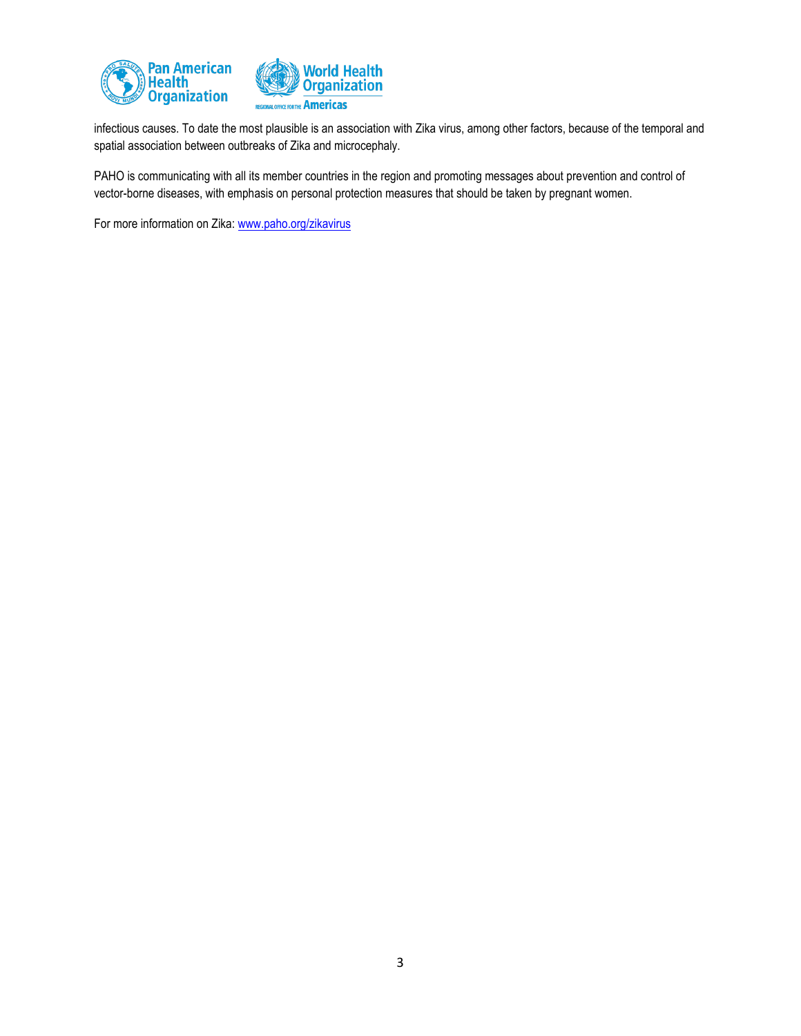infectious causes. To date the most plausible is an association with Zika virus, among other factors, because of the temporal and spatial association between outbreaks of Zika and microcephaly.

PAHO is communicating with all its member countries in the region and promoting messages about prevention and control of vector-borne diseases, with emphasis on personal protection measures that should be taken by pregnant women.

For more information on Zika: [www.paho.org/zikavirus](http://www.paho.org/zikavirus)